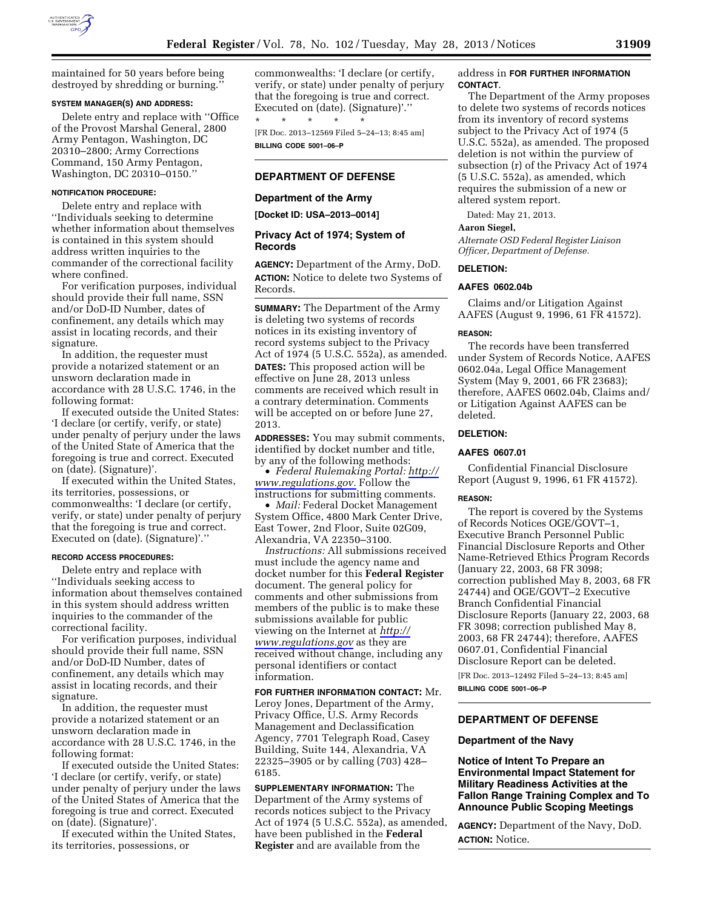maintained for 50 years before being destroyed by shredding or burning.''

**SYSTEM MANAGER(S) AND ADDRESS:**

Delete entry and replace with ''Office of the Provost Marshal General, 2800 Army Pentagon, Washington, DC 20310–2800; Army Corrections Command, 150 Army Pentagon, Washington, DC 20310–0150.''

**NOTIFICATION PROCEDURE:**

Delete entry and replace with ''Individuals seeking to determine whether information about themselves is contained in this system should address written inquiries to the commander of the correctional facility where confined.

For verification purposes, individual should provide their full name, SSN and/or DoD-ID Number, dates of confinement, any details which may assist in locating records, and their signature.

In addition, the requester must provide a notarized statement or an unsworn declaration made in accordance with 28 U.S.C. 1746, in the following format:

If executed outside the United States: 'I declare (or certify, verify, or state) under penalty of perjury under the laws of the United State of America that the foregoing is true and correct. Executed on (date). (Signature)'.

If executed within the United States, its territories, possessions, or commonwealths: 'I declare (or certify, verify, or state) under penalty of perjury that the foregoing is true and correct. Executed on (date). (Signature)'.''

**RECORD ACCESS PROCEDURES:**

Delete entry and replace with ''Individuals seeking access to information about themselves contained in this system should address written inquiries to the commander of the correctional facility.

For verification purposes, individual should provide their full name, SSN and/or DoD-ID Number, dates of confinement, any details which may assist in locating records, and their signature.

In addition, the requester must provide a notarized statement or an unsworn declaration made in accordance with 28 U.S.C. 1746, in the following format:

If executed outside the United States: 'I declare (or certify, verify, or state) under penalty of perjury under the laws of the United States of America that the foregoing is true and correct. Executed on (date). (Signature)'.

If executed within the United States, its territories, possessions, or commonwealths: 'I declare (or certify, verify, or state) under penalty of perjury that the foregoing is true and correct. Executed on (date). (Signature)'.''

\* \* \* \* \*

[FR Doc. 2013–12569 Filed 5–24–13; 8:45 am]

**BILLING CODE 5001–06–P**

---

## DEPARTMENT OF DEFENSE

### Department of the Army

**[Docket ID: USA–2013–0014]**

### Privacy Act of 1974; System of Records

**AGENCY:** Department of the Army, DoD.

**ACTION:** Notice to delete two Systems of Records.

**SUMMARY:** The Department of the Army is deleting two systems of records notices in its existing inventory of record systems subject to the Privacy Act of 1974 (5 U.S.C. 552a), as amended.

**DATES:** This proposed action will be effective on June 28, 2013 unless comments are received which result in a contrary determination. Comments will be accepted on or before June 27, 2013.

**ADDRESSES:** You may submit comments, identified by docket number and title, by any of the following methods:

- *Federal Rulemaking Portal: http://www.regulations.gov.* Follow the instructions for submitting comments.
- *Mail:* Federal Docket Management System Office, 4800 Mark Center Drive, East Tower, 2nd Floor, Suite 02G09, Alexandria, VA 22350–3100.

*Instructions:* All submissions received must include the agency name and docket number for this **Federal Register** document. The general policy for comments and other submissions from members of the public is to make these submissions available for public viewing on the Internet at *http://www.regulations.gov* as they are received without change, including any personal identifiers or contact information.

**FOR FURTHER INFORMATION CONTACT:** Mr. Leroy Jones, Department of the Army, Privacy Office, U.S. Army Records Management and Declassification Agency, 7701 Telegraph Road, Casey Building, Suite 144, Alexandria, VA 22325–3905 or by calling (703) 428–6185.

**SUPPLEMENTARY INFORMATION:** The Department of the Army systems of records notices subject to the Privacy Act of 1974 (5 U.S.C. 552a), as amended, have been published in the **Federal Register** and are available from the address in **FOR FURTHER INFORMATION CONTACT**.

The Department of the Army proposes to delete two systems of records notices from its inventory of record systems subject to the Privacy Act of 1974 (5 U.S.C. 552a), as amended. The proposed deletion is not within the purview of subsection (r) of the Privacy Act of 1974 (5 U.S.C. 552a), as amended, which requires the submission of a new or altered system report.

Dated: May 21, 2013.

**Aaron Siegel,**

*Alternate OSD Federal Register Liaison Officer, Department of Defense.*

**DELETION:**

**AAFES 0602.04b**

Claims and/or Litigation Against AAFES (August 9, 1996, 61 FR 41572).

**REASON:**

The records have been transferred under System of Records Notice, AAFES 0602.04a, Legal Office Management System (May 9, 2001, 66 FR 23683); therefore, AAFES 0602.04b, Claims and/or Litigation Against AAFES can be deleted.

**DELETION:**

**AAFES 0607.01**

Confidential Financial Disclosure Report (August 9, 1996, 61 FR 41572).

**REASON:**

The report is covered by the Systems of Records Notices OGE/GOVT–1, Executive Branch Personnel Public Financial Disclosure Reports and Other Name-Retrieved Ethics Program Records (January 22, 2003, 68 FR 3098; correction published May 8, 2003, 68 FR 24744) and OGE/GOVT–2 Executive Branch Confidential Financial Disclosure Reports (January 22, 2003, 68 FR 3098; correction published May 8, 2003, 68 FR 24744); therefore, AAFES 0607.01, Confidential Financial Disclosure Report can be deleted.

[FR Doc. 2013–12492 Filed 5–24–13; 8:45 am]

**BILLING CODE 5001–06–P**

---

## DEPARTMENT OF DEFENSE

### Department of the Navy

### Notice of Intent To Prepare an Environmental Impact Statement for Military Readiness Activities at the Fallon Range Training Complex and To Announce Public Scoping Meetings

**AGENCY:** Department of the Navy, DoD.

**ACTION:** Notice.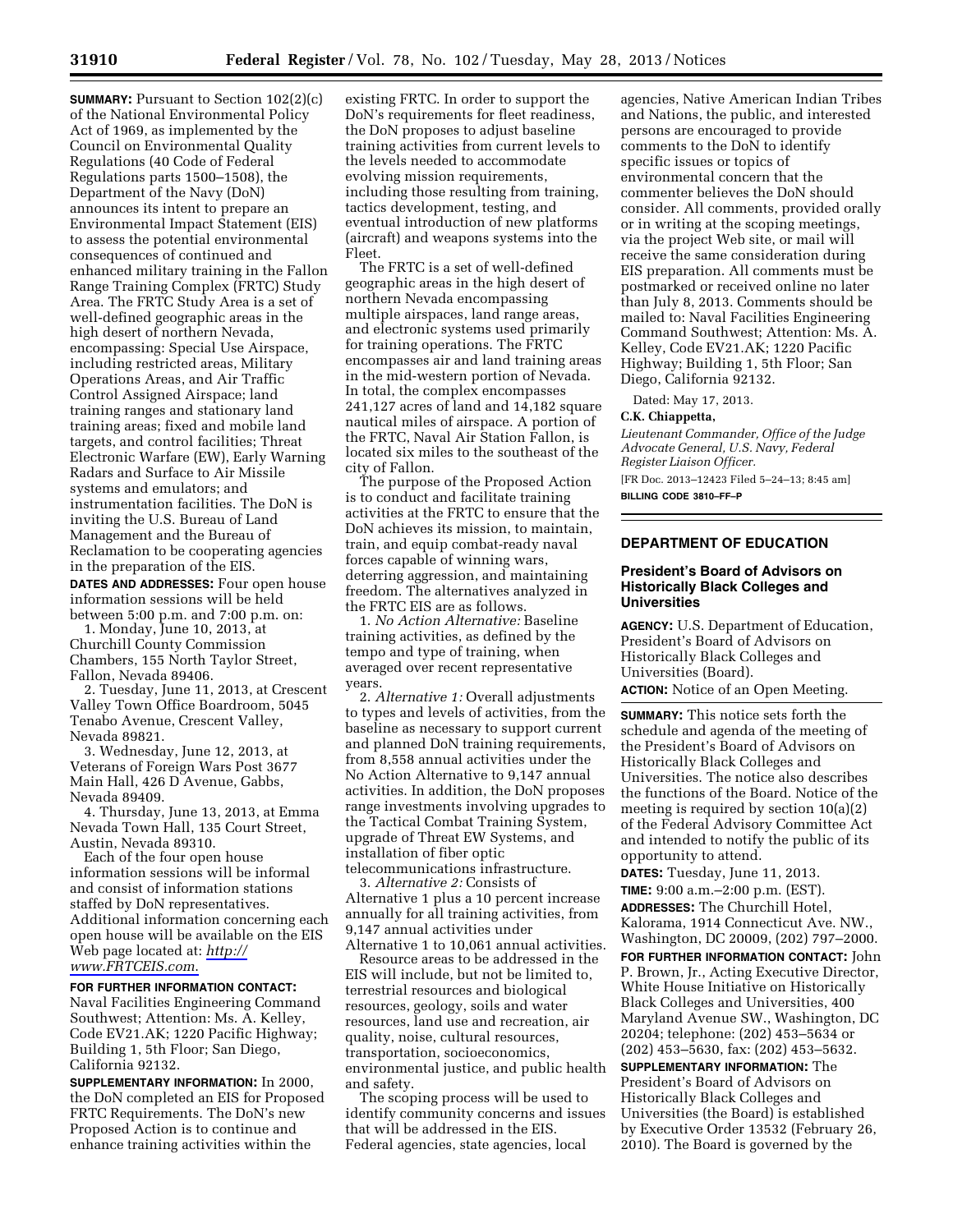**SUMMARY:** Pursuant to Section 102(2)(c) of the National Environmental Policy Act of 1969, as implemented by the Council on Environmental Quality Regulations (40 Code of Federal Regulations parts 1500–1508), the Department of the Navy (DoN) announces its intent to prepare an Environmental Impact Statement (EIS) to assess the potential environmental consequences of continued and enhanced military training in the Fallon Range Training Complex (FRTC) Study Area. The FRTC Study Area is a set of well-defined geographic areas in the high desert of northern Nevada, encompassing: Special Use Airspace, including restricted areas, Military Operations Areas, and Air Traffic Control Assigned Airspace; land training ranges and stationary land training areas; fixed and mobile land targets, and control facilities; Threat Electronic Warfare (EW), Early Warning Radars and Surface to Air Missile systems and emulators; and instrumentation facilities. The DoN is inviting the U.S. Bureau of Land Management and the Bureau of Reclamation to be cooperating agencies in the preparation of the EIS.

**DATES AND ADDRESSES:** Four open house information sessions will be held between 5:00 p.m. and 7:00 p.m. on:

1. Monday, June 10, 2013, at Churchill County Commission Chambers, 155 North Taylor Street, Fallon, Nevada 89406.
2. Tuesday, June 11, 2013, at Crescent Valley Town Office Boardroom, 5045 Tenabo Avenue, Crescent Valley, Nevada 89821.
3. Wednesday, June 12, 2013, at Veterans of Foreign Wars Post 3677 Main Hall, 426 D Avenue, Gabbs, Nevada 89409.
4. Thursday, June 13, 2013, at Emma Nevada Town Hall, 135 Court Street, Austin, Nevada 89310.

Each of the four open house information sessions will be informal and consist of information stations staffed by DoN representatives. Additional information concerning each open house will be available on the EIS Web page located at: *http://www.FRTCEIS.com.*

**FOR FURTHER INFORMATION CONTACT:** Naval Facilities Engineering Command Southwest; Attention: Ms. A. Kelley, Code EV21.AK; 1220 Pacific Highway; Building 1, 5th Floor; San Diego, California 92132.

**SUPPLEMENTARY INFORMATION:** In 2000, the DoN completed an EIS for Proposed FRTC Requirements. The DoN's new Proposed Action is to continue and enhance training activities within the existing FRTC. In order to support the DoN's requirements for fleet readiness, the DoN proposes to adjust baseline training activities from current levels to the levels needed to accommodate evolving mission requirements, including those resulting from training, tactics development, testing, and eventual introduction of new platforms (aircraft) and weapons systems into the Fleet.

The FRTC is a set of well-defined geographic areas in the high desert of northern Nevada encompassing multiple airspaces, land range areas, and electronic systems used primarily for training operations. The FRTC encompasses air and land training areas in the mid-western portion of Nevada. In total, the complex encompasses 241,127 acres of land and 14,182 square nautical miles of airspace. A portion of the FRTC, Naval Air Station Fallon, is located six miles to the southeast of the city of Fallon.

The purpose of the Proposed Action is to conduct and facilitate training activities at the FRTC to ensure that the DoN achieves its mission, to maintain, train, and equip combat-ready naval forces capable of winning wars, deterring aggression, and maintaining freedom. The alternatives analyzed in the FRTC EIS are as follows.

1. *No Action Alternative:* Baseline training activities, as defined by the tempo and type of training, when averaged over recent representative years.
2. *Alternative 1:* Overall adjustments to types and levels of activities, from the baseline as necessary to support current and planned DoN training requirements, from 8,558 annual activities under the No Action Alternative to 9,147 annual activities. In addition, the DoN proposes range investments involving upgrades to the Tactical Combat Training System, upgrade of Threat EW Systems, and installation of fiber optic telecommunications infrastructure.
3. *Alternative 2:* Consists of Alternative 1 plus a 10 percent increase annually for all training activities, from 9,147 annual activities under Alternative 1 to 10,061 annual activities.

Resource areas to be addressed in the EIS will include, but not be limited to, terrestrial resources and biological resources, geology, soils and water resources, land use and recreation, air quality, noise, cultural resources, transportation, socioeconomics, environmental justice, and public health and safety.

The scoping process will be used to identify community concerns and issues that will be addressed in the EIS. Federal agencies, state agencies, local agencies, Native American Indian Tribes and Nations, the public, and interested persons are encouraged to provide comments to the DoN to identify specific issues or topics of environmental concern that the commenter believes the DoN should consider. All comments, provided orally or in writing at the scoping meetings, via the project Web site, or mail will receive the same consideration during EIS preparation. All comments must be postmarked or received online no later than July 8, 2013. Comments should be mailed to: Naval Facilities Engineering Command Southwest; Attention: Ms. A. Kelley, Code EV21.AK; 1220 Pacific Highway; Building 1, 5th Floor; San Diego, California 92132.

Dated: May 17, 2013.

**C.K. Chiappetta,**

*Lieutenant Commander, Office of the Judge Advocate General, U.S. Navy, Federal Register Liaison Officer.*

[FR Doc. 2013–12423 Filed 5–24–13; 8:45 am]

**BILLING CODE 3810–FF–P**

## DEPARTMENT OF EDUCATION

### President's Board of Advisors on Historically Black Colleges and Universities

**AGENCY:** U.S. Department of Education, President's Board of Advisors on Historically Black Colleges and Universities (Board).

**ACTION:** Notice of an Open Meeting.

**SUMMARY:** This notice sets forth the schedule and agenda of the meeting of the President's Board of Advisors on Historically Black Colleges and Universities. The notice also describes the functions of the Board. Notice of the meeting is required by section 10(a)(2) of the Federal Advisory Committee Act and intended to notify the public of its opportunity to attend.

**DATES:** Tuesday, June 11, 2013.

**TIME:** 9:00 a.m.–2:00 p.m. (EST).

**ADDRESSES:** The Churchill Hotel, Kalorama, 1914 Connecticut Ave. NW., Washington, DC 20009, (202) 797–2000.

**FOR FURTHER INFORMATION CONTACT:** John P. Brown, Jr., Acting Executive Director, White House Initiative on Historically Black Colleges and Universities, 400 Maryland Avenue SW., Washington, DC 20204; telephone: (202) 453–5634 or (202) 453–5630, fax: (202) 453–5632.

**SUPPLEMENTARY INFORMATION:** The President's Board of Advisors on Historically Black Colleges and Universities (the Board) is established by Executive Order 13532 (February 26, 2010). The Board is governed by the